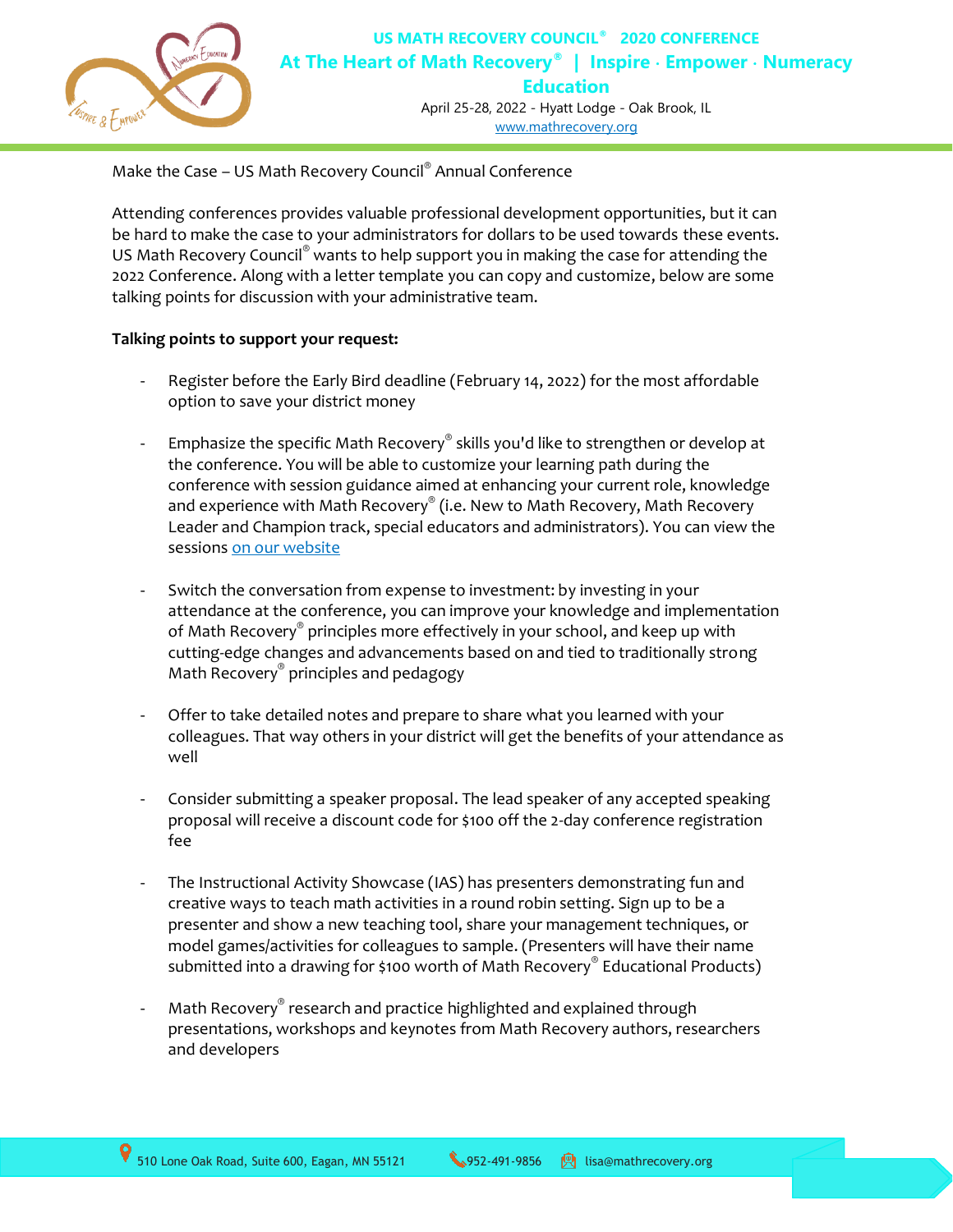# US MATH RECOVERY COUNCIL® 2020 CONFERENCE

## At The Heart of Math Recovery® | Inspire · Empower · Numeracy Education

April 25-28, 2022 - Hyatt Lodge - Oak Brook, IL

www.mathrecovery.org

Make the Case – US Math Recovery Council® Annual Conference

Attending conferences provides valuable professional development opportunities, but it can be hard to make the case to your administrators for dollars to be used towards these events. US Math Recovery Council® wants to help support you in making the case for attending the 2022 Conference. Along with a letter template you can copy and customize, below are some talking points for discussion with your administrative team.

**Talking points to support your request:**

- Register before the Early Bird deadline (February 14, 2022) for the most affordable option to save your district money

- Emphasize the specific Math Recovery® skills you'd like to strengthen or develop at the conference. You will be able to customize your learning path during the conference with session guidance aimed at enhancing your current role, knowledge and experience with Math Recovery® (i.e. New to Math Recovery, Math Recovery Leader and Champion track, special educators and administrators). You can view the sessions on our website

- Switch the conversation from expense to investment: by investing in your attendance at the conference, you can improve your knowledge and implementation of Math Recovery® principles more effectively in your school, and keep up with cutting-edge changes and advancements based on and tied to traditionally strong Math Recovery® principles and pedagogy

- Offer to take detailed notes and prepare to share what you learned with your colleagues. That way others in your district will get the benefits of your attendance as well

- Consider submitting a speaker proposal. The lead speaker of any accepted speaking proposal will receive a discount code for $100 off the 2-day conference registration fee

- The Instructional Activity Showcase (IAS) has presenters demonstrating fun and creative ways to teach math activities in a round robin setting. Sign up to be a presenter and show a new teaching tool, share your management techniques, or model games/activities for colleagues to sample. (Presenters will have their name submitted into a drawing for $100 worth of Math Recovery® Educational Products)

- Math Recovery® research and practice highlighted and explained through presentations, workshops and keynotes from Math Recovery authors, researchers and developers

510 Lone Oak Road, Suite 600, Eagan, MN 55121 | 952-491-9856 | lisa@mathrecovery.org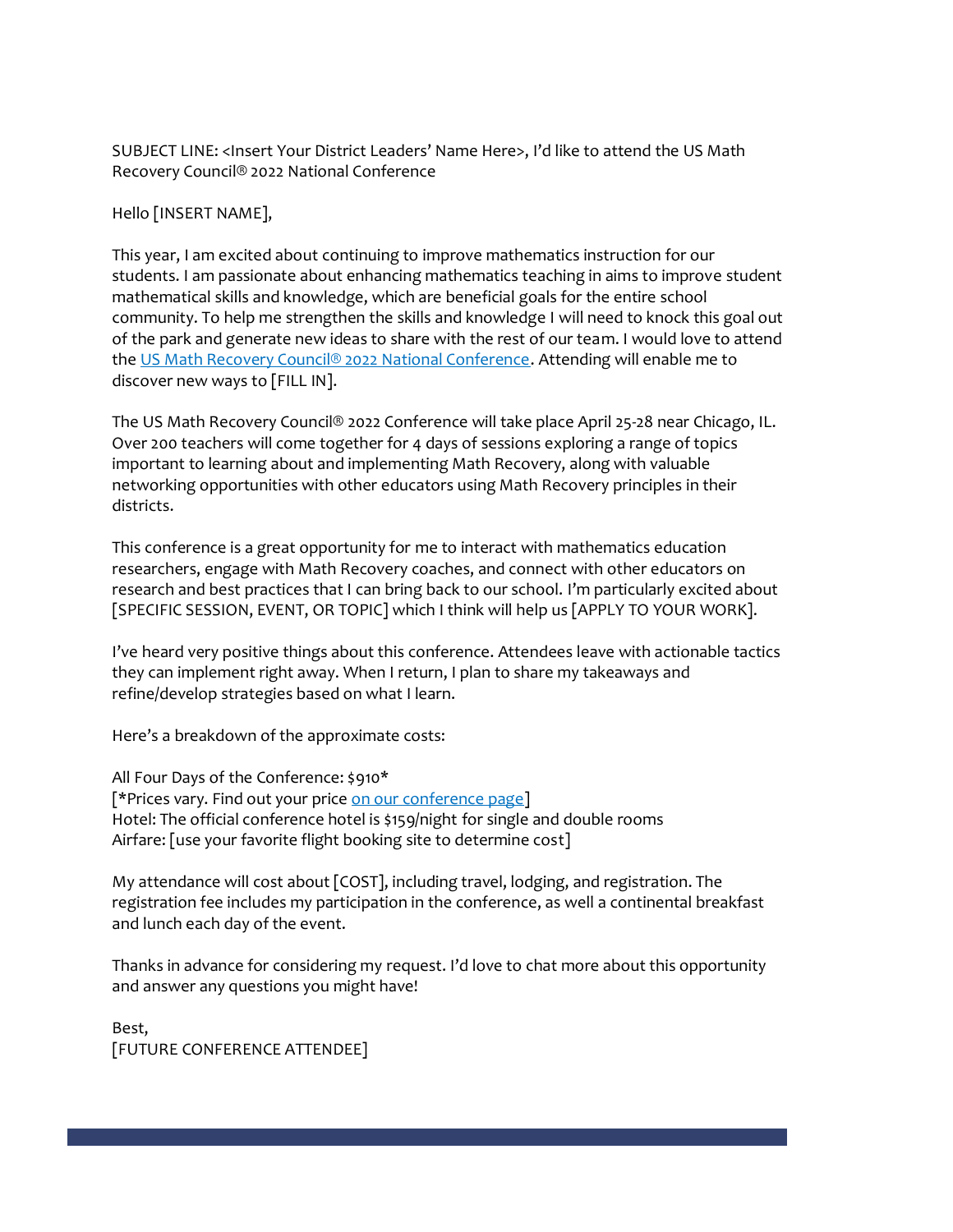SUBJECT LINE: <Insert Your District Leaders' Name Here>, I'd like to attend the US Math Recovery Council® 2022 National Conference

Hello [INSERT NAME],

This year, I am excited about continuing to improve mathematics instruction for our students. I am passionate about enhancing mathematics teaching in aims to improve student mathematical skills and knowledge, which are beneficial goals for the entire school community. To help me strengthen the skills and knowledge I will need to knock this goal out of the park and generate new ideas to share with the rest of our team. I would love to attend the [US Math Recovery Council® 2022 National Conference](). Attending will enable me to discover new ways to [FILL IN].

The US Math Recovery Council® 2022 Conference will take place April 25-28 near Chicago, IL. Over 200 teachers will come together for 4 days of sessions exploring a range of topics important to learning about and implementing Math Recovery, along with valuable networking opportunities with other educators using Math Recovery principles in their districts.

This conference is a great opportunity for me to interact with mathematics education researchers, engage with Math Recovery coaches, and connect with other educators on research and best practices that I can bring back to our school. I'm particularly excited about [SPECIFIC SESSION, EVENT, OR TOPIC] which I think will help us [APPLY TO YOUR WORK].

I've heard very positive things about this conference. Attendees leave with actionable tactics they can implement right away. When I return, I plan to share my takeaways and refine/develop strategies based on what I learn.

Here's a breakdown of the approximate costs:

All Four Days of the Conference: $910*
[*Prices vary. Find out your price [on our conference page]()]
Hotel: The official conference hotel is $159/night for single and double rooms
Airfare: [use your favorite flight booking site to determine cost]

My attendance will cost about [COST], including travel, lodging, and registration. The registration fee includes my participation in the conference, as well a continental breakfast and lunch each day of the event.

Thanks in advance for considering my request. I'd love to chat more about this opportunity and answer any questions you might have!

Best,
[FUTURE CONFERENCE ATTENDEE]